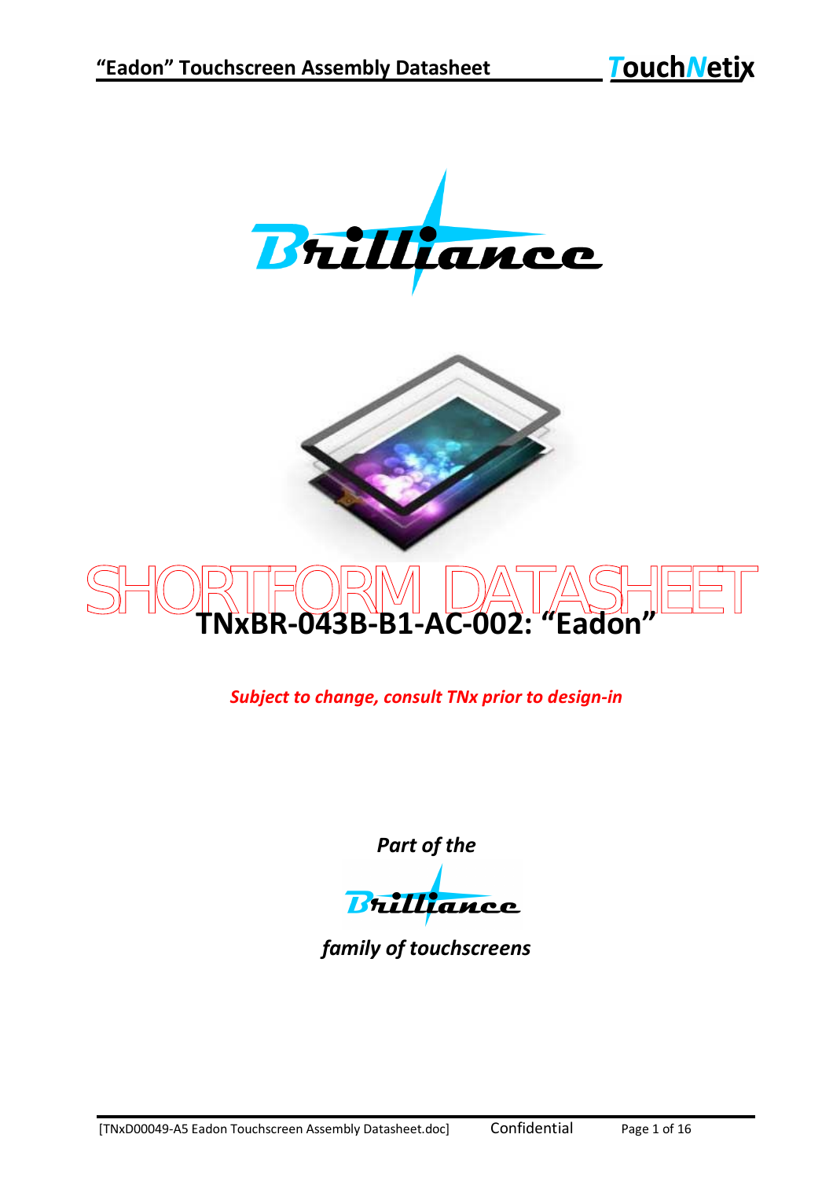Brilliance

SHORTFORM DATASHEET

# TNxBR-043B-B1-AC-002: "Eadon"

*Subject to change, consult TNx prior to design-in*

*Part of the*

Brilliance

*family of touchscreens*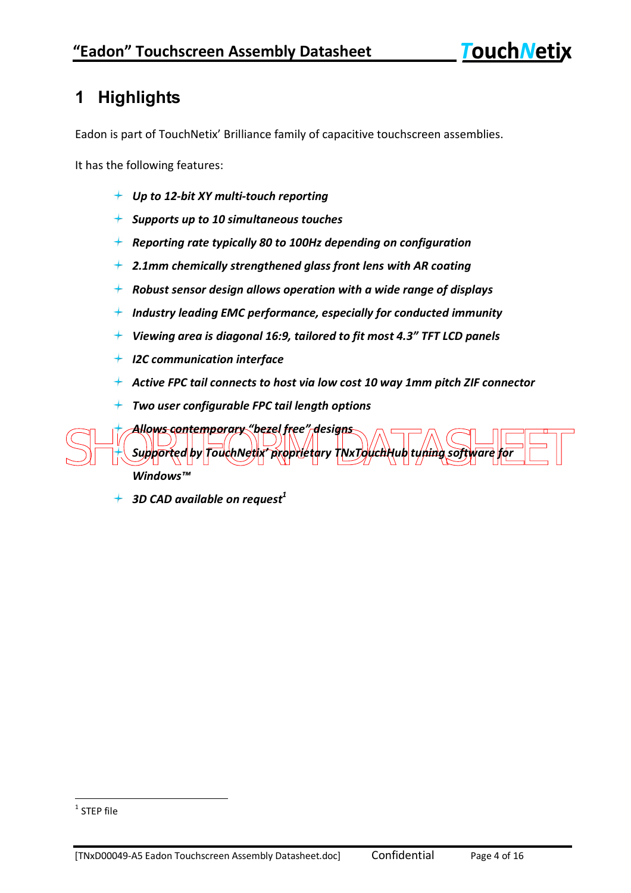# 1 Highlights

Eadon is part of TouchNetix' Brilliance family of capacitive touchscreen assemblies.

It has the following features:

- ***Up to 12-bit XY multi-touch reporting***
- ***Supports up to 10 simultaneous touches***
- ***Reporting rate typically 80 to 100Hz depending on configuration***
- ***2.1mm chemically strengthened glass front lens with AR coating***
- ***Robust sensor design allows operation with a wide range of displays***
- ***Industry leading EMC performance, especially for conducted immunity***
- ***Viewing area is diagonal 16:9, tailored to fit most 4.3" TFT LCD panels***
- ***I2C communication interface***
- ***Active FPC tail connects to host via low cost 10 way 1mm pitch ZIF connector***
- ***Two user configurable FPC tail length options***
- ***Allows contemporary "bezel free" designs***
- ***Supported by TouchNetix' proprietary TNxTouchHub tuning software for Windows™***
- ***3D CAD available on request[1]***

SHORTFORM DATASHEET

[1] STEP file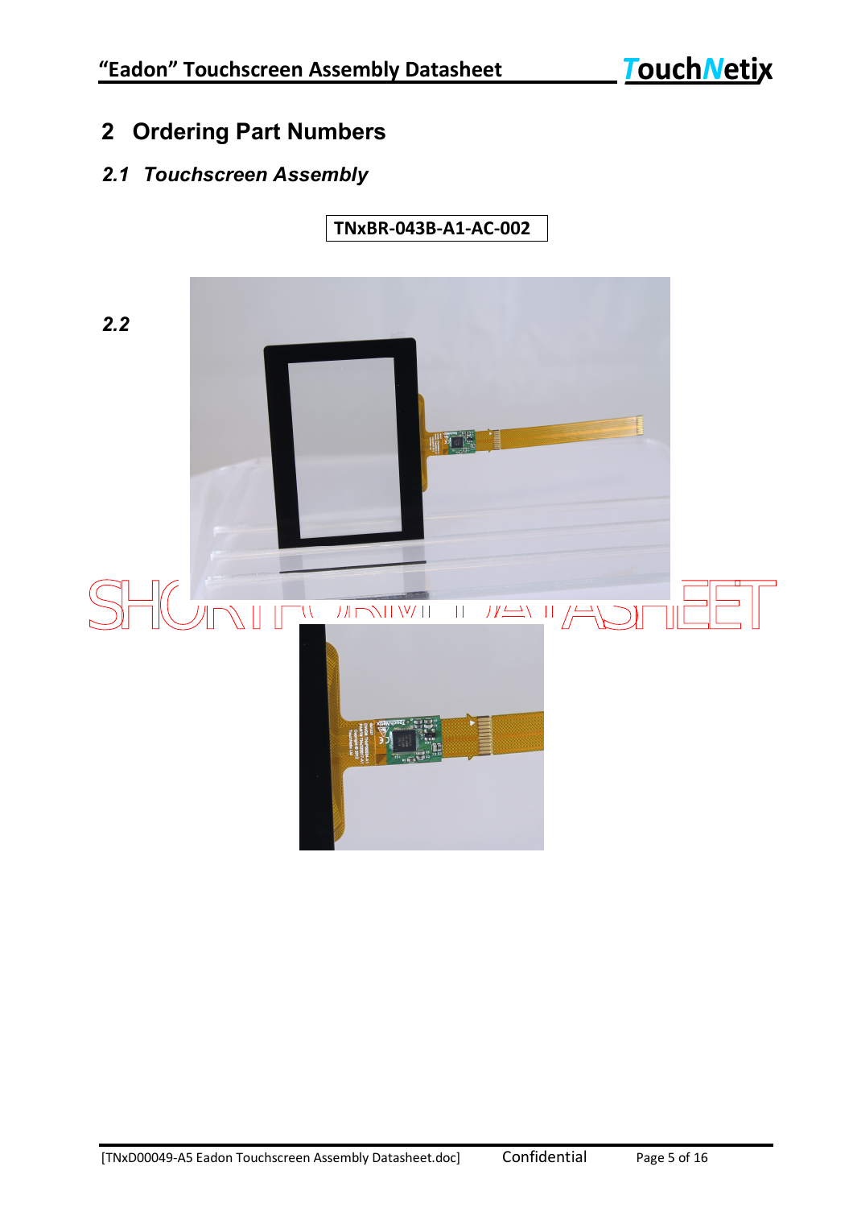# 2 Ordering Part Numbers

## 2.1 Touchscreen Assembly

TNxBR-043B-A1-AC-002

## 2.2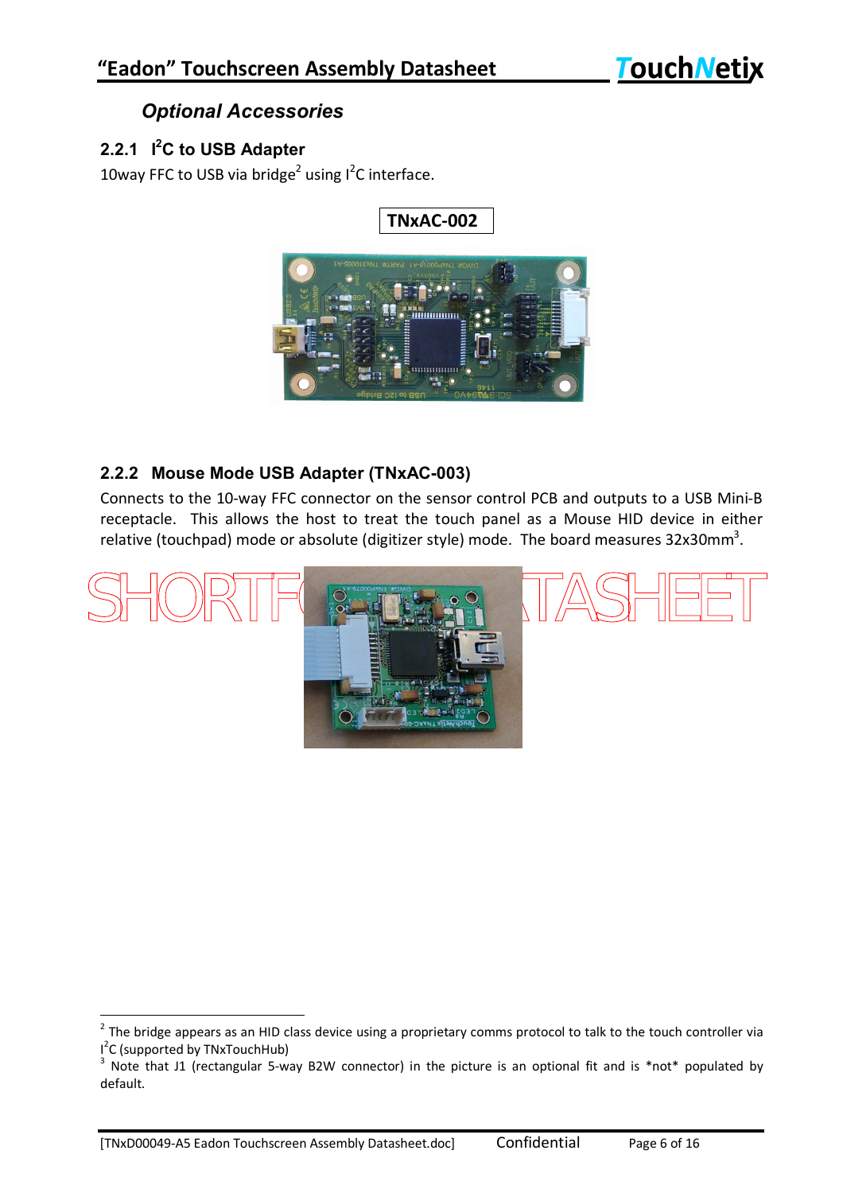### *Optional Accessories*

#### 2.2.1 $I^2C$ to USB Adapter

10way FFC to USB via bridge[2] using $I^2C$ interface.

**TNxAC-002**

#### 2.2.2 Mouse Mode USB Adapter (TNxAC-003)

Connects to the 10-way FFC connector on the sensor control PCB and outputs to a USB Mini-B receptacle. This allows the host to treat the touch panel as a Mouse HID device in either relative (touchpad) mode or absolute (digitizer style) mode. The board measures 32x30mm[3].

---

[2] The bridge appears as an HID class device using a proprietary comms protocol to talk to the touch controller via $I^2C$ (supported by TNxTouchHub)

[3] Note that J1 (rectangular 5-way B2W connector) in the picture is an optional fit and is *not* populated by default.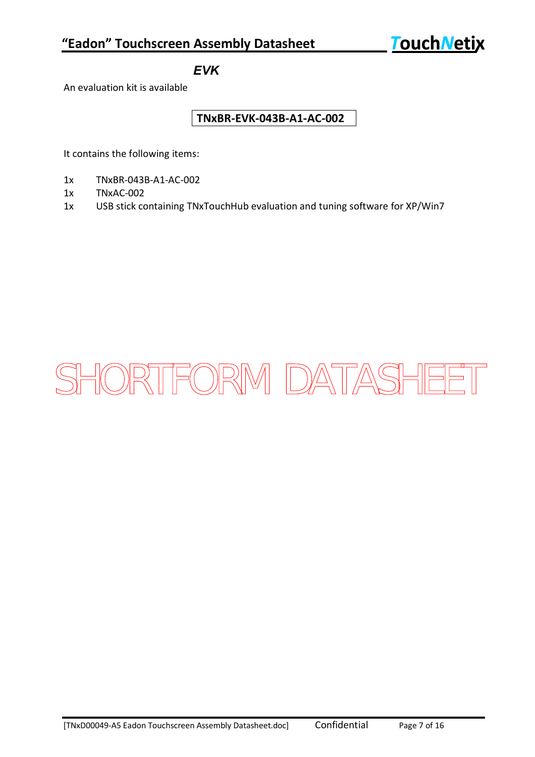## EVK

An evaluation kit is available

**TNxBR-EVK-043B-A1-AC-002**

It contains the following items:

- 1x TNxBR-043B-A1-AC-002
- 1x TNxAC-002
- 1x USB stick containing TNxTouchHub evaluation and tuning software for XP/Win7

SHORTFORM DATASHEET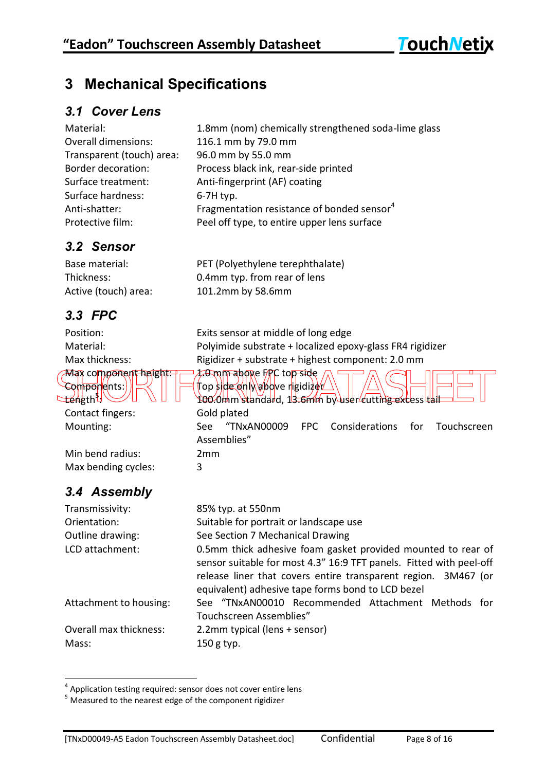# 3 Mechanical Specifications

## 3.1 Cover Lens

| | |
|---|---|
| Material: | 1.8mm (nom) chemically strengthened soda-lime glass |
| Overall dimensions: | 116.1 mm by 79.0 mm |
| Transparent (touch) area: | 96.0 mm by 55.0 mm |
| Border decoration: | Process black ink, rear-side printed |
| Surface treatment: | Anti-fingerprint (AF) coating |
| Surface hardness: | 6-7H typ. |
| Anti-shatter: | Fragmentation resistance of bonded sensor[4] |
| Protective film: | Peel off type, to entire upper lens surface |

## 3.2 Sensor

| | |
|---|---|
| Base material: | PET (Polyethylene terephthalate) |
| Thickness: | 0.4mm typ. from rear of lens |
| Active (touch) area: | 101.2mm by 58.6mm |

## 3.3 FPC

| | |
|---|---|
| Position: | Exits sensor at middle of long edge |
| Material: | Polyimide substrate + localized epoxy-glass FR4 rigidizer |
| Max thickness: | Rigidizer + substrate + highest component: 2.0 mm |
| Max component height: | 1.0 mm above FPC top side |
| Components: | Top side only above rigidizer |
| Length[5]: | 100.0mm standard, 13.6mm by user cutting excess tail |
| Contact fingers: | Gold plated |
| Mounting: | See "TNxAN00009 FPC Considerations for Touchscreen Assemblies" |
| Min bend radius: | 2mm |
| Max bending cycles: | 3 |

## 3.4 Assembly

| | |
|---|---|
| Transmissivity: | 85% typ. at 550nm |
| Orientation: | Suitable for portrait or landscape use |
| Outline drawing: | See Section 7 Mechanical Drawing |
| LCD attachment: | 0.5mm thick adhesive foam gasket provided mounted to rear of sensor suitable for most 4.3" 16:9 TFT panels. Fitted with peel-off release liner that covers entire transparent region. 3M467 (or equivalent) adhesive tape forms bond to LCD bezel |
| Attachment to housing: | See "TNxAN00010 Recommended Attachment Methods for Touchscreen Assemblies" |
| Overall max thickness: | 2.2mm typical (lens + sensor) |
| Mass: | 150 g typ. |

[4] Application testing required: sensor does not cover entire lens

[5] Measured to the nearest edge of the component rigidizer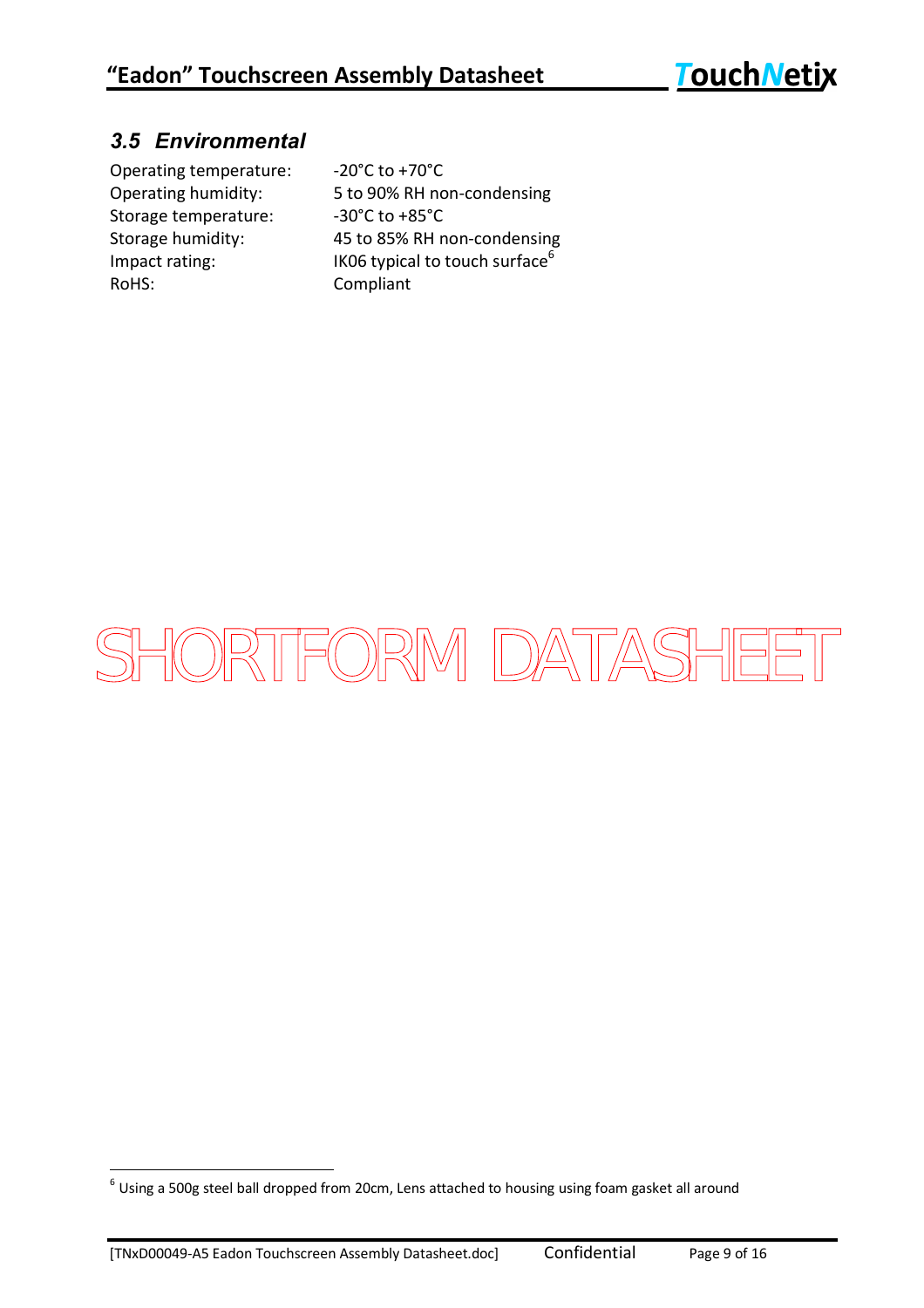### 3.5 Environmental

| | |
|---|---|
| Operating temperature: | -20°C to +70°C |
| Operating humidity: | 5 to 90% RH non-condensing |
| Storage temperature: | -30°C to +85°C |
| Storage humidity: | 45 to 85% RH non-condensing |
| Impact rating: | IK06 typical to touch surface[6] |
| RoHS: | Compliant |

SHORTFORM DATASHEET

[6] Using a 500g steel ball dropped from 20cm, Lens attached to housing using foam gasket all around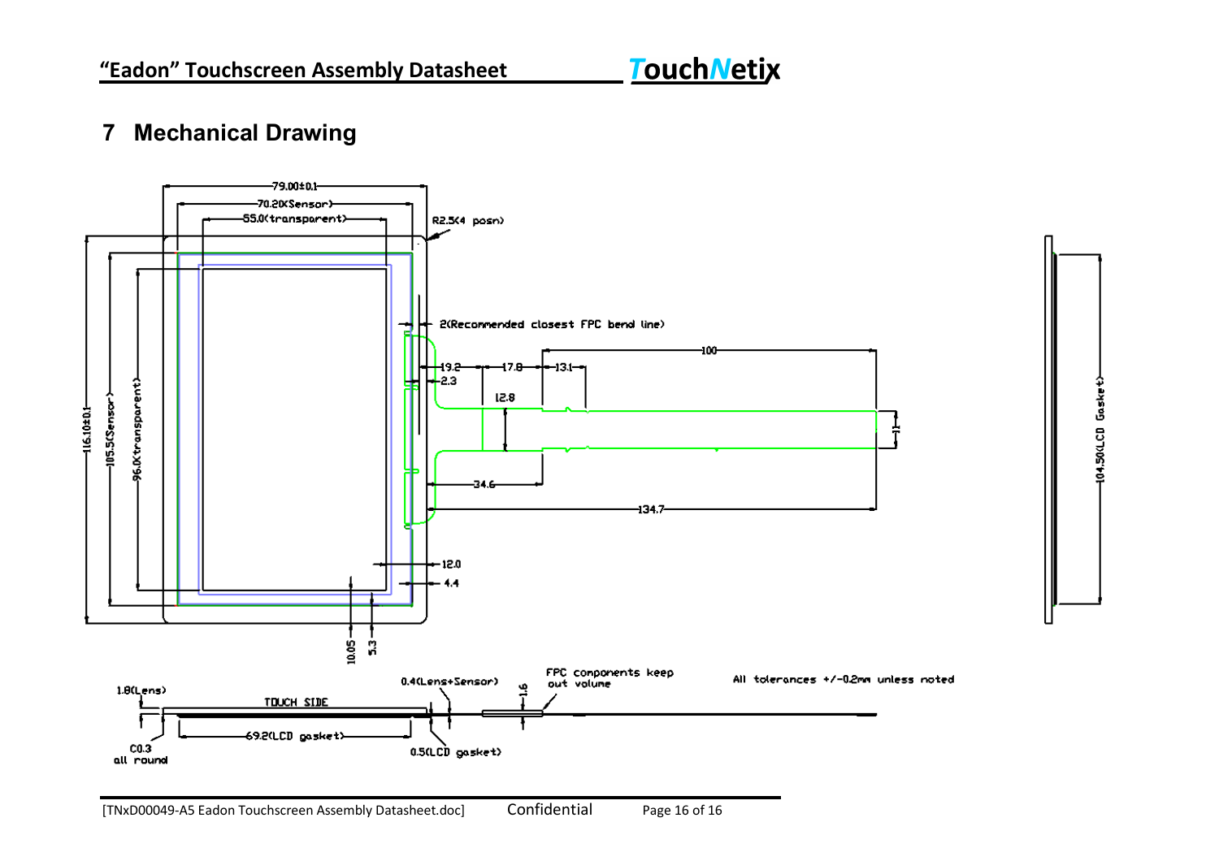# 7 Mechanical Drawing

79.00±0.1
70.20(Sensor)
55.0(transparent)
R2.5(4 posn)
2(Recommended closest FPC bend line)
100
19.2
17.8
13.1
2.3
12.8
11
34.6
134.7
12.0
4.4
10.05
5.3
116.10±0.1
105.5(Sensor)
96.0(transparent)
104.50(LCD Gasket)

1.8(Lens)
TOUCH SIDE
0.4(Lens+Sensor)
1.6
FPC components keep out volume
All tolerances +/-0.2mm unless noted
69.2(LCD gasket)
0.5(LCD gasket)
C0.3 all round